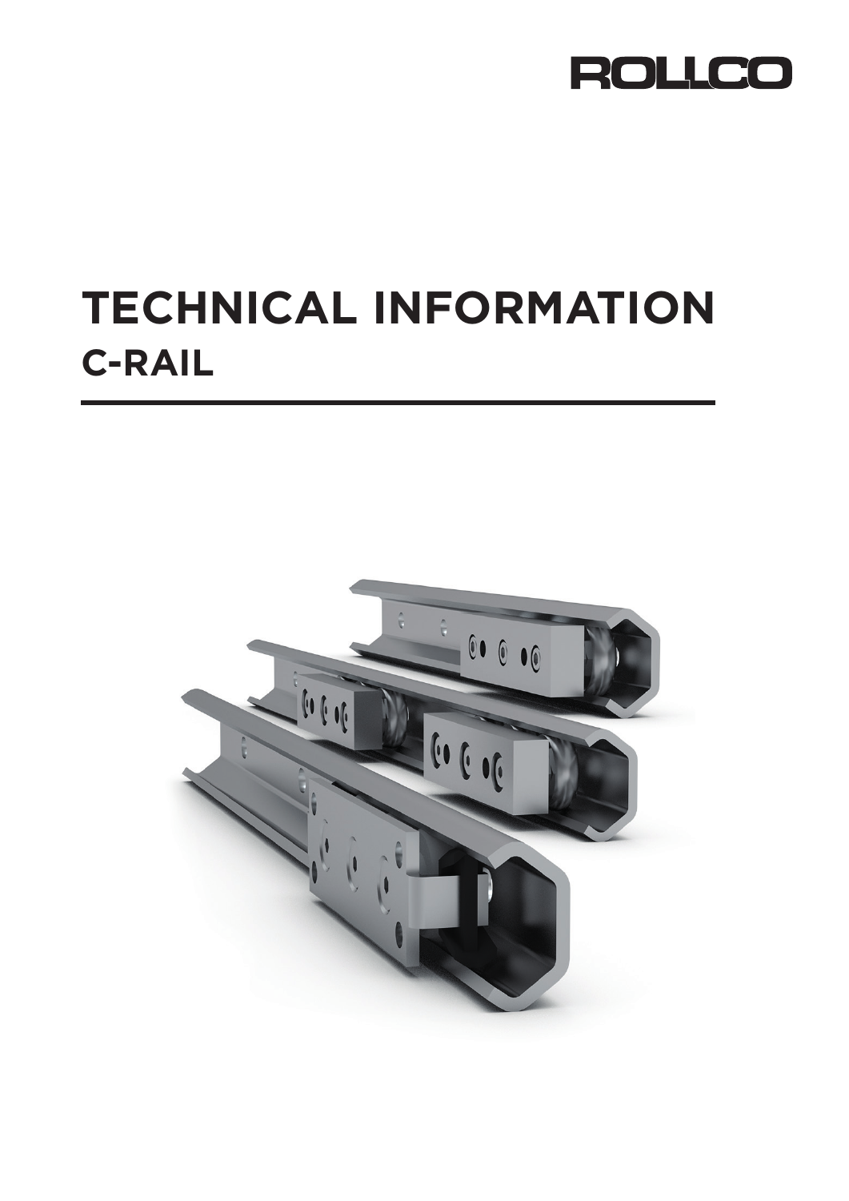ROLLCO

# TECHNICAL INFORMATION

## C-RAIL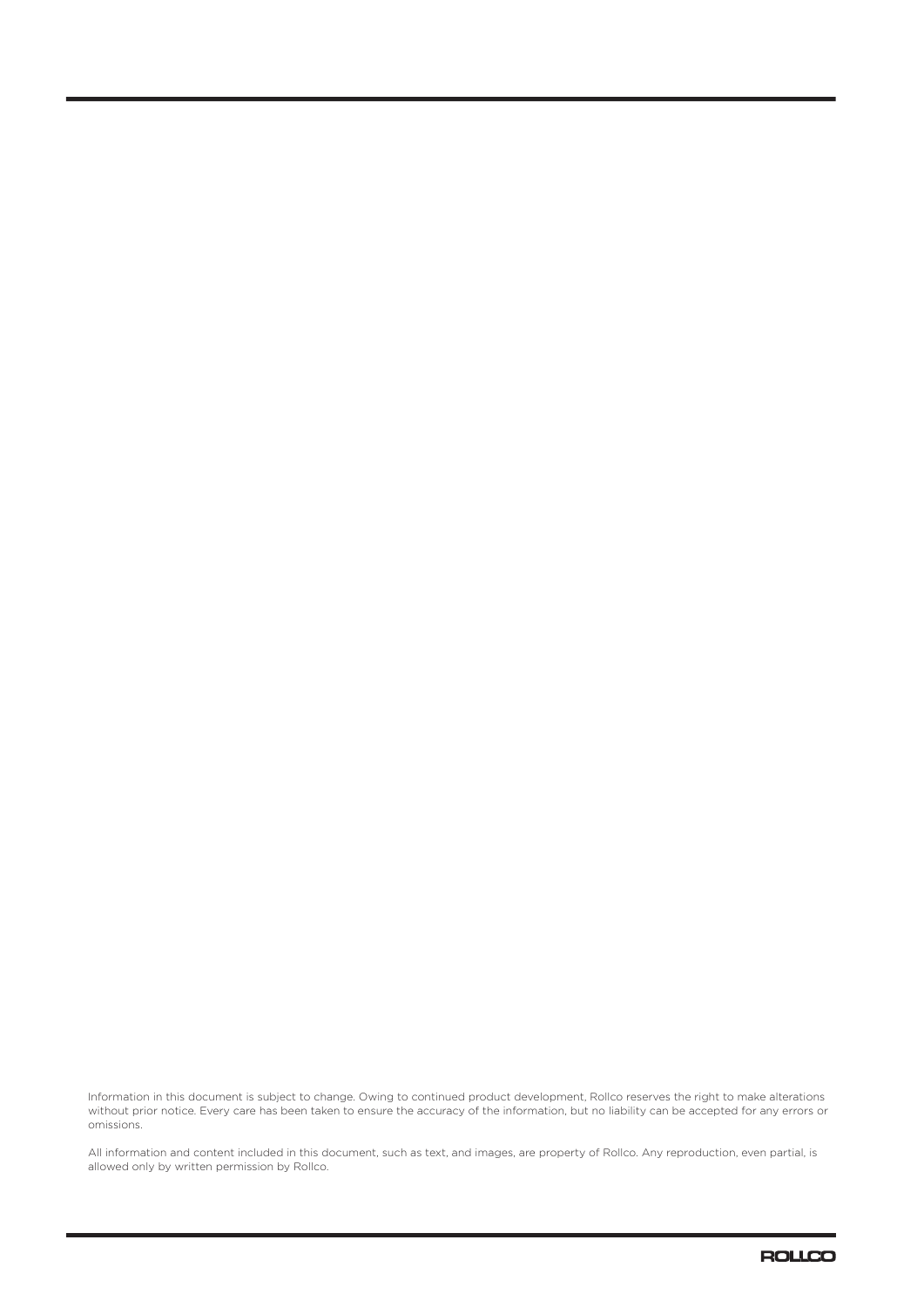Information in this document is subject to change. Owing to continued product development, Rollco reserves the right to make alterations without prior notice. Every care has been taken to ensure the accuracy of the information, but no liability can be accepted for any errors or omissions.

All information and content included in this document, such as text, and images, are property of Rollco. Any reproduction, even partial, is allowed only by written permission by Rollco.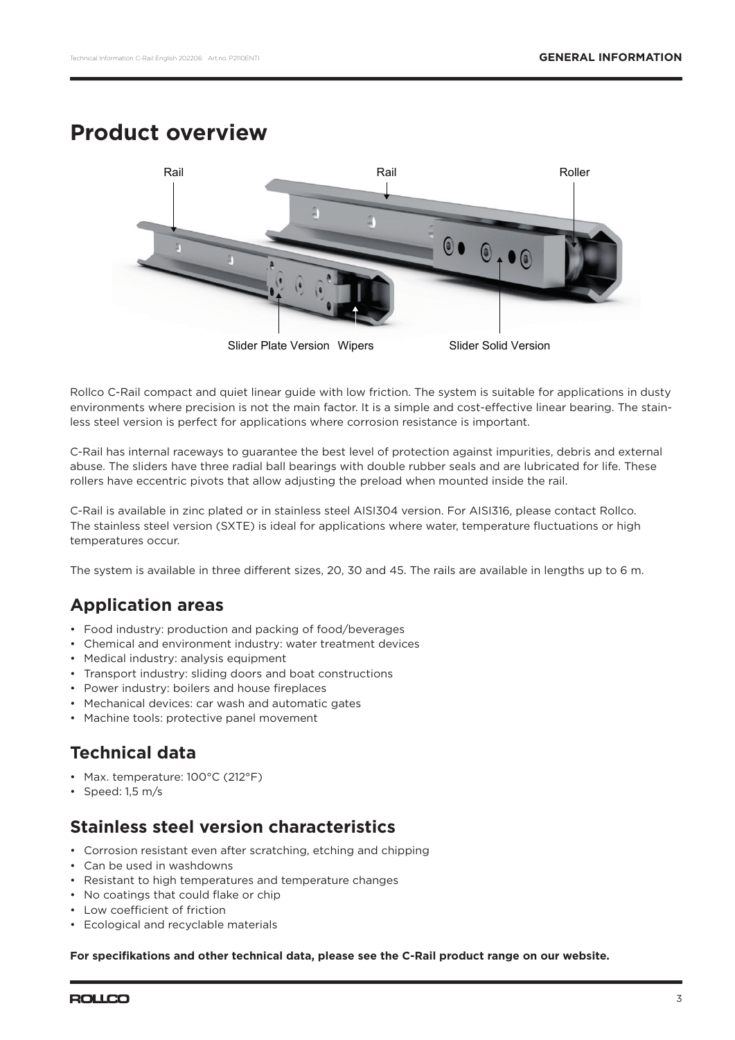# Product overview

Rail

Rail

Roller

Slider Plate Version Wipers

Slider Solid Version

Rollco C-Rail compact and quiet linear guide with low friction. The system is suitable for applications in dusty environments where precision is not the main factor. It is a simple and cost-effective linear bearing. The stainless steel version is perfect for applications where corrosion resistance is important.

C-Rail has internal raceways to guarantee the best level of protection against impurities, debris and external abuse. The sliders have three radial ball bearings with double rubber seals and are lubricated for life. These rollers have eccentric pivots that allow adjusting the preload when mounted inside the rail.

C-Rail is available in zinc plated or in stainless steel AISI304 version. For AISI316, please contact Rollco. The stainless steel version (SXTE) is ideal for applications where water, temperature fluctuations or high temperatures occur.

The system is available in three different sizes, 20, 30 and 45. The rails are available in lengths up to 6 m.

## Application areas

- Food industry: production and packing of food/beverages
- Chemical and environment industry: water treatment devices
- Medical industry: analysis equipment
- Transport industry: sliding doors and boat constructions
- Power industry: boilers and house fireplaces
- Mechanical devices: car wash and automatic gates
- Machine tools: protective panel movement

## Technical data

- Max. temperature: 100°C (212°F)
- Speed: 1,5 m/s

## Stainless steel version characteristics

- Corrosion resistant even after scratching, etching and chipping
- Can be used in washdowns
- Resistant to high temperatures and temperature changes
- No coatings that could flake or chip
- Low coefficient of friction
- Ecological and recyclable materials

**For specifikations and other technical data, please see the C-Rail product range on our website.**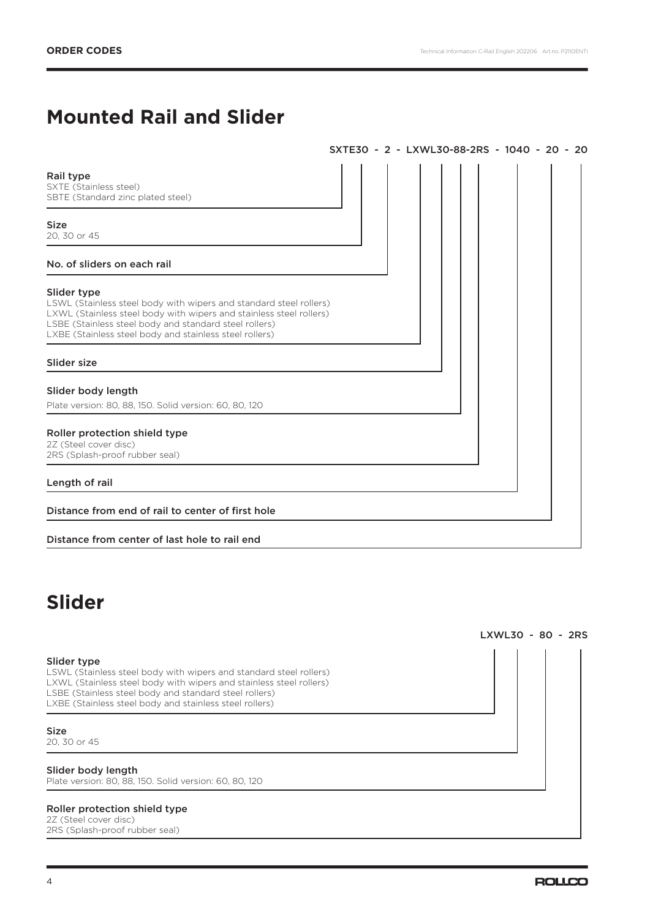**ORDER CODES**

# Mounted Rail and Slider

SXTE30 - 2 - LXWL30-88-2RS - 1040 - 20 - 20

**Rail type**
SXTE (Stainless steel)
SBTE (Standard zinc plated steel)

**Size**
20, 30 or 45

**No. of sliders on each rail**

**Slider type**
LSWL (Stainless steel body with wipers and standard steel rollers)
LXWL (Stainless steel body with wipers and stainless steel rollers)
LSBE (Stainless steel body and standard steel rollers)
LXBE (Stainless steel body and stainless steel rollers)

**Slider size**

**Slider body length**
Plate version: 80, 88, 150. Solid version: 60, 80, 120

**Roller protection shield type**
2Z (Steel cover disc)
2RS (Splash-proof rubber seal)

**Length of rail**

**Distance from end of rail to center of first hole**

**Distance from center of last hole to rail end**

# Slider

LXWL30 - 80 - 2RS

**Slider type**
LSWL (Stainless steel body with wipers and standard steel rollers)
LXWL (Stainless steel body with wipers and stainless steel rollers)
LSBE (Stainless steel body and standard steel rollers)
LXBE (Stainless steel body and stainless steel rollers)

**Size**
20, 30 or 45

**Slider body length**
Plate version: 80, 88, 150. Solid version: 60, 80, 120

**Roller protection shield type**
2Z (Steel cover disc)
2RS (Splash-proof rubber seal)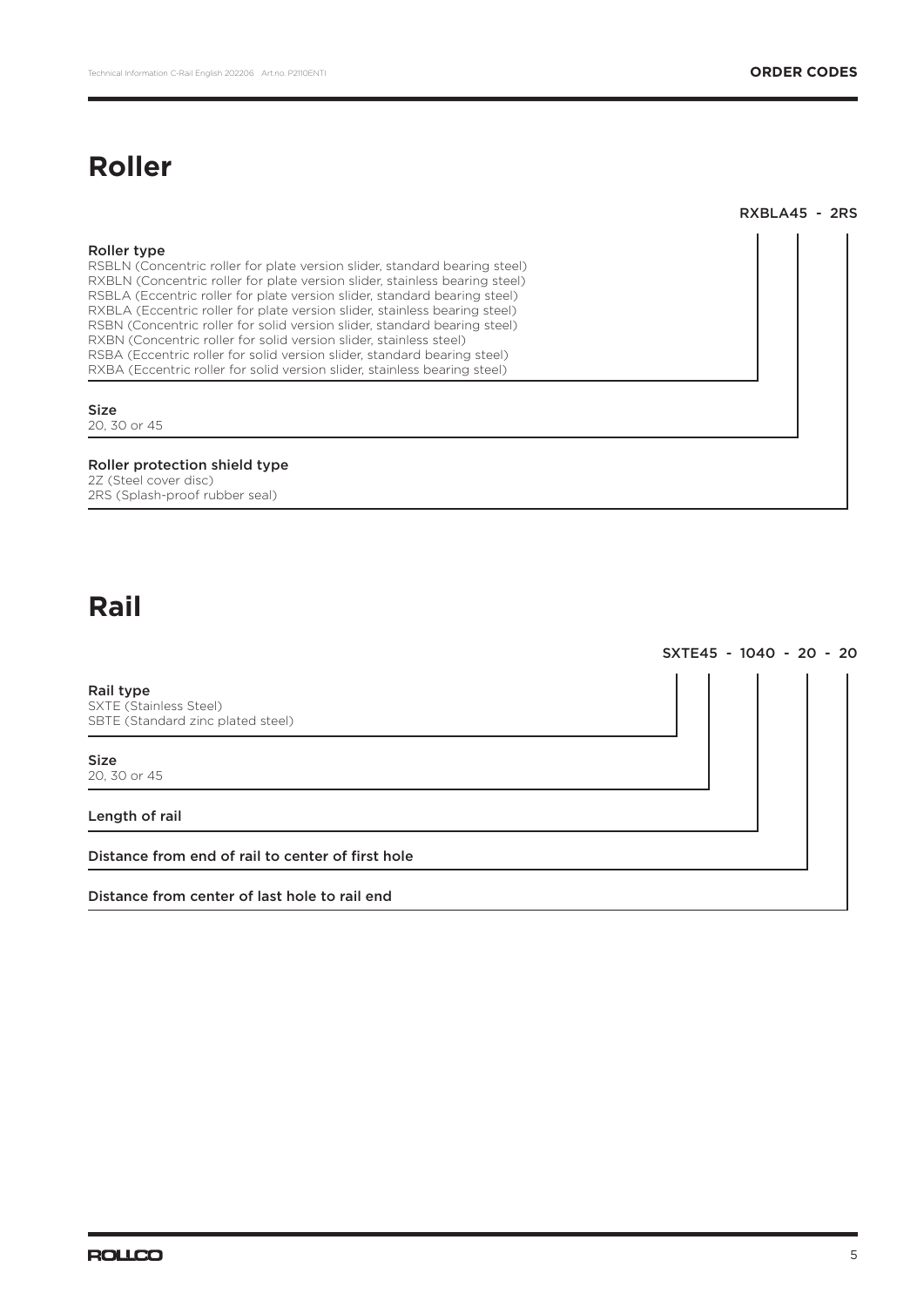# Roller

RXBLA45 - 2RS

**Roller type**

RSBLN (Concentric roller for plate version slider, standard bearing steel)
RXBLN (Concentric roller for plate version slider, stainless bearing steel)
RSBLA (Eccentric roller for plate version slider, standard bearing steel)
RXBLA (Eccentric roller for plate version slider, stainless bearing steel)
RSBN (Concentric roller for solid version slider, standard bearing steel)
RXBN (Concentric roller for solid version slider, stainless steel)
RSBA (Eccentric roller for solid version slider, standard bearing steel)
RXBA (Eccentric roller for solid version slider, stainless bearing steel)

**Size**

20, 30 or 45

**Roller protection shield type**

2Z (Steel cover disc)
2RS (Splash-proof rubber seal)

# Rail

SXTE45 - 1040 - 20 - 20

**Rail type**

SXTE (Stainless Steel)
SBTE (Standard zinc plated steel)

**Size**

20, 30 or 45

**Length of rail**

**Distance from end of rail to center of first hole**

**Distance from center of last hole to rail end**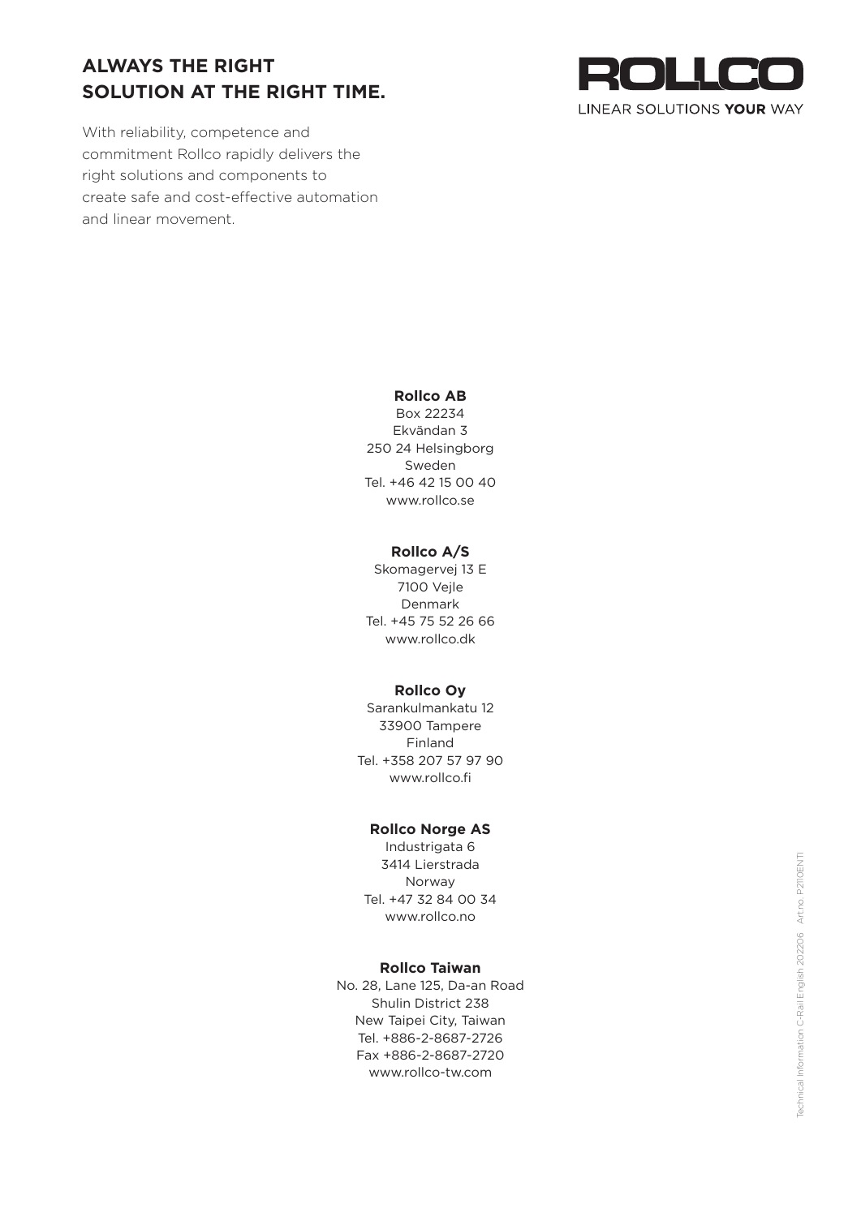## ALWAYS THE RIGHT SOLUTION AT THE RIGHT TIME.

With reliability, competence and commitment Rollco rapidly delivers the right solutions and components to create safe and cost-effective automation and linear movement.

ROLLCO
LINEAR SOLUTIONS **YOUR** WAY

**Rollco AB**
Box 22234
Ekvändan 3
250 24 Helsingborg
Sweden
Tel. +46 42 15 00 40
www.rollco.se

**Rollco A/S**
Skomagervej 13 E
7100 Vejle
Denmark
Tel. +45 75 52 26 66
www.rollco.dk

**Rollco Oy**
Sarankulmankatu 12
33900 Tampere
Finland
Tel. +358 207 57 97 90
www.rollco.fi

**Rollco Norge AS**
Industrigata 6
3414 Lierstrada
Norway
Tel. +47 32 84 00 34
www.rollco.no

**Rollco Taiwan**
No. 28, Lane 125, Da-an Road
Shulin District 238
New Taipei City, Taiwan
Tel. +886-2-8687-2726
Fax +886-2-8687-2720
www.rollco-tw.com

Technical Information C-Rail English 202206 Art.no. P2110ENTI